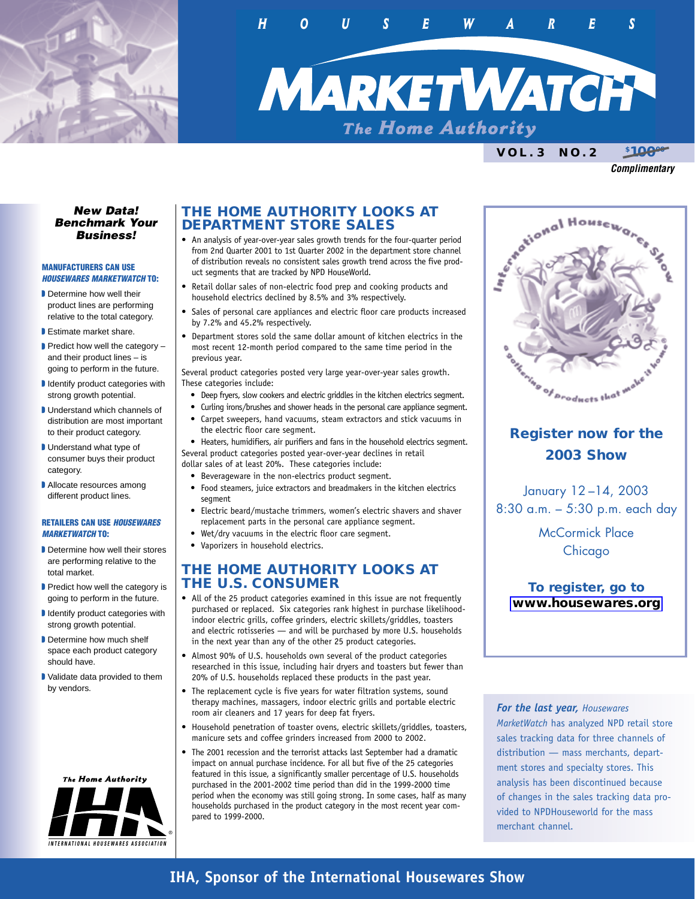# HOUSEWARES MARKETWATCH

*The Home Authority*

VOL. 3 NO. 2 ~~$100.00~~ **Complimentary**

***New Data! Benchmark Your Business!***

**MANUFACTURERS CAN USE *HOUSEWARES MARKETWATCH* TO:**

- Determine how well their product lines are performing relative to the total category.
- Estimate market share.
- Predict how well the category – and their product lines – is going to perform in the future.
- Identify product categories with strong growth potential.
- Understand which channels of distribution are most important to their product category.
- Understand what type of consumer buys their product category.
- Allocate resources among different product lines.

**RETAILERS CAN USE *HOUSEWARES MARKETWATCH* TO:**

- Determine how well their stores are performing relative to the total market.
- Predict how well the category is going to perform in the future.
- Identify product categories with strong growth potential.
- Determine how much shelf space each product category should have.
- Validate data provided to them by vendors.

## THE HOME AUTHORITY LOOKS AT DEPARTMENT STORE SALES

- An analysis of year-over-year sales growth trends for the four-quarter period from 2nd Quarter 2001 to 1st Quarter 2002 in the department store channel of distribution reveals no consistent sales growth trend across the five product segments that are tracked by NPD HouseWorld.
- Retail dollar sales of non-electric food prep and cooking products and household electrics declined by 8.5% and 3% respectively.
- Sales of personal care appliances and electric floor care products increased by 7.2% and 45.2% respectively.
- Department stores sold the same dollar amount of kitchen electrics in the most recent 12-month period compared to the same time period in the previous year.

Several product categories posted very large year-over-year sales growth. These categories include:

- Deep fryers, slow cookers and electric griddles in the kitchen electrics segment.
- Curling irons/brushes and shower heads in the personal care appliance segment.
- Carpet sweepers, hand vacuums, steam extractors and stick vacuums in the electric floor care segment.
- Heaters, humidifiers, air purifiers and fans in the household electrics segment.

Several product categories posted year-over-year declines in retail dollar sales of at least 20%. These categories include:

- Beverageware in the non-electrics product segment.
- Food steamers, juice extractors and breadmakers in the kitchen electrics segment
- Electric beard/mustache trimmers, women's electric shavers and shaver replacement parts in the personal care appliance segment.
- Wet/dry vacuums in the electric floor care segment.
- Vaporizers in household electrics.

## THE HOME AUTHORITY LOOKS AT THE U.S. CONSUMER

- All of the 25 product categories examined in this issue are not frequently purchased or replaced. Six categories rank highest in purchase likelihood-indoor electric grills, coffee grinders, electric skillets/griddles, toasters and electric rotisseries — and will be purchased by more U.S. households in the next year than any of the other 25 product categories.
- Almost 90% of U.S. households own several of the product categories researched in this issue, including hair dryers and toasters but fewer than 20% of U.S. households replaced these products in the past year.
- The replacement cycle is five years for water filtration systems, sound therapy machines, massagers, indoor electric grills and portable electric room air cleaners and 17 years for deep fat fryers.
- Household penetration of toaster ovens, electric skillets/griddles, toasters, manicure sets and coffee grinders increased from 2000 to 2002.
- The 2001 recession and the terrorist attacks last September had a dramatic impact on annual purchase incidence. For all but five of the 25 categories featured in this issue, a significantly smaller percentage of U.S. households purchased in the 2001-2002 time period than did in the 1999-2000 time period when the economy was still going strong. In some cases, half as many households purchased in the product category in the most recent year compared to 1999-2000.

**International Housewares Show** — *a gathering of products that make it home*

### Register now for the 2003 Show

January 12–14, 2003
8:30 a.m. – 5:30 p.m. each day

McCormick Place
Chicago

**To register, go to www.housewares.org**

***For the last year,*** *Housewares MarketWatch* has analyzed NPD retail store sales tracking data for three channels of distribution — mass merchants, department stores and specialty stores. This analysis has been discontinued because of changes in the sales tracking data provided to NPDHouseworld for the mass merchant channel.

*The Home Authority* IHA INTERNATIONAL HOUSEWARES ASSOCIATION

**IHA, Sponsor of the International Housewares Show**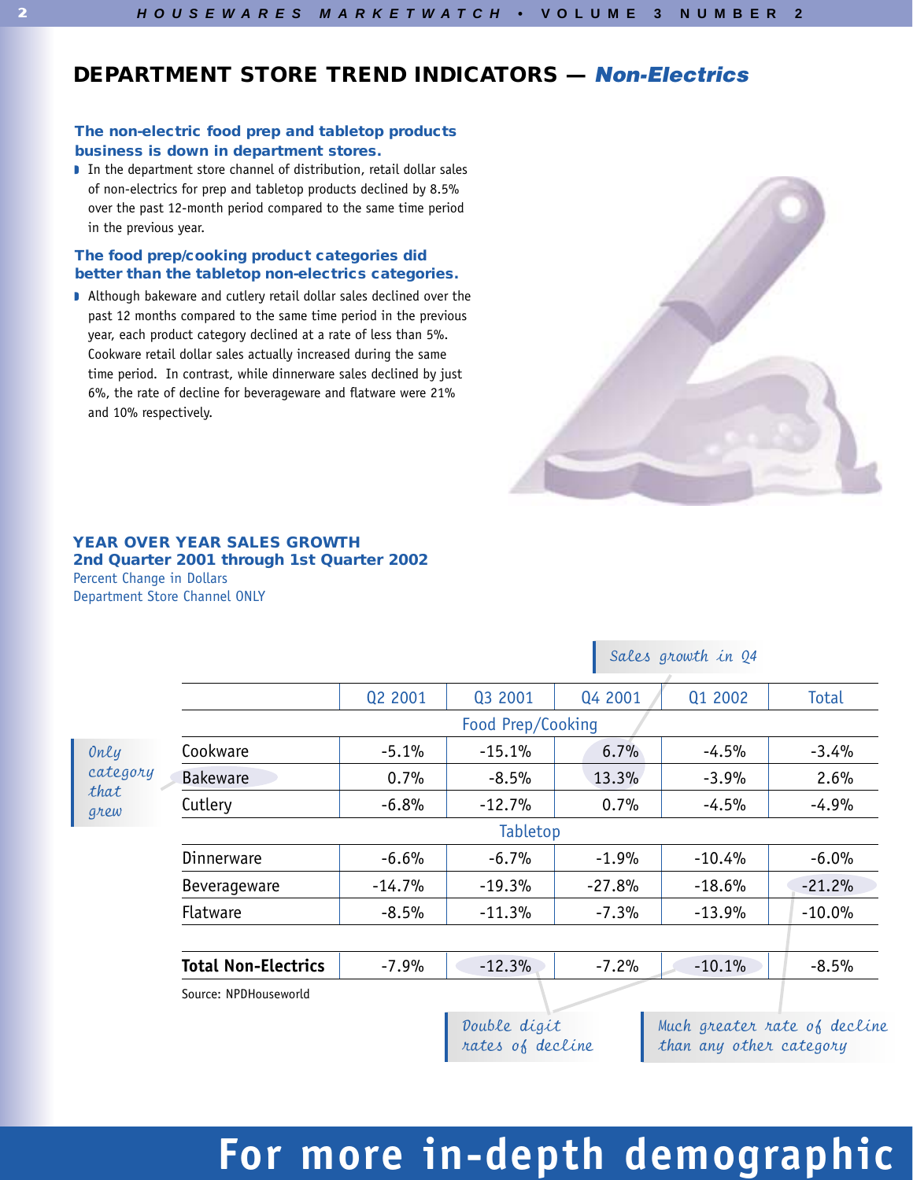## DEPARTMENT STORE TREND INDICATORS — *Non-Electrics*

### The non-electric food prep and tabletop products business is down in department stores.

- In the department store channel of distribution, retail dollar sales of non-electrics for prep and tabletop products declined by 8.5% over the past 12-month period compared to the same time period in the previous year.

### The food prep/cooking product categories did better than the tabletop non-electrics categories.

- Although bakeware and cutlery retail dollar sales declined over the past 12 months compared to the same time period in the previous year, each product category declined at a rate of less than 5%. Cookware retail dollar sales actually increased during the same time period. In contrast, while dinnerware sales declined by just 6%, the rate of decline for beverageware and flatware were 21% and 10% respectively.

### YEAR OVER YEAR SALES GROWTH
### 2nd Quarter 2001 through 1st Quarter 2002

Percent Change in Dollars
Department Store Channel ONLY

*Sales growth in Q4*

| | Q2 2001 | Q3 2001 | Q4 2001 | Q1 2002 | Total |
|---|---|---|---|---|---|
| **Food Prep/Cooking** | | | | | |
| Cookware | -5.1% | -15.1% | 6.7% | -4.5% | -3.4% |
| Bakeware | 0.7% | -8.5% | 13.3% | -3.9% | 2.6% |
| Cutlery | -6.8% | -12.7% | 0.7% | -4.5% | -4.9% |
| **Tabletop** | | | | | |
| Dinnerware | -6.6% | -6.7% | -1.9% | -10.4% | -6.0% |
| Beverageware | -14.7% | -19.3% | -27.8% | -18.6% | -21.2% |
| Flatware | -8.5% | -11.3% | -7.3% | -13.9% | -10.0% |
| **Total Non-Electrics** | -7.9% | -12.3% | -7.2% | -10.1% | -8.5% |

Source: NPDHouseworld

*Only category that grew* (Bakeware)

*Double digit rates of decline* (Total Non-Electrics, Q3 2001 and Q1 2002)

*Much greater rate of decline than any other category* (Beverageware, Total)

**For more in-depth demographic**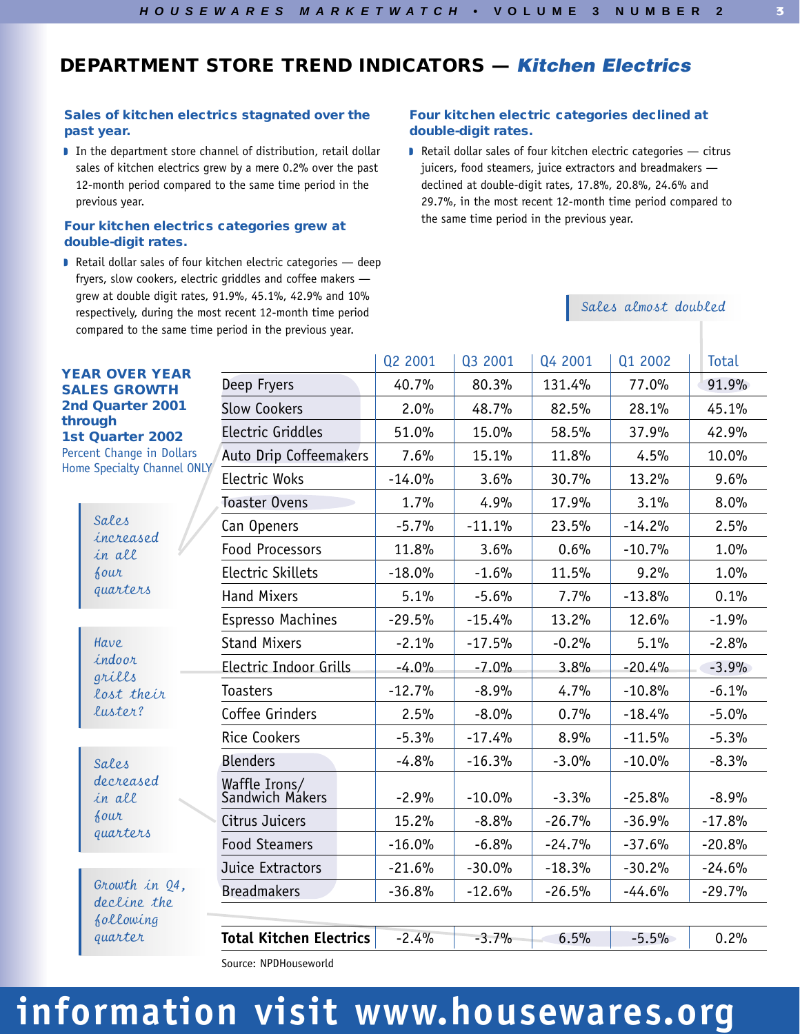## DEPARTMENT STORE TREND INDICATORS — *Kitchen Electrics*

### Sales of kitchen electrics stagnated over the past year.

- In the department store channel of distribution, retail dollar sales of kitchen electrics grew by a mere 0.2% over the past 12-month period compared to the same time period in the previous year.

### Four kitchen electrics categories grew at double-digit rates.

- Retail dollar sales of four kitchen electric categories — deep fryers, slow cookers, electric griddles and coffee makers — grew at double digit rates, 91.9%, 45.1%, 42.9% and 10% respectively, during the most recent 12-month time period compared to the same time period in the previous year.

### Four kitchen electric categories declined at double-digit rates.

- Retail dollar sales of four kitchen electric categories — citrus juicers, food steamers, juice extractors and breadmakers — declined at double-digit rates, 17.8%, 20.8%, 24.6% and 29.7%, in the most recent 12-month time period compared to the same time period in the previous year.

*Sales almost doubled*

**YEAR OVER YEAR SALES GROWTH 2nd Quarter 2001 through 1st Quarter 2002**
Percent Change in Dollars
Home Specialty Channel ONLY

| | Q2 2001 | Q3 2001 | Q4 2001 | Q1 2002 | Total |
|---|---|---|---|---|---|
| Deep Fryers | 40.7% | 80.3% | 131.4% | 77.0% | 91.9% |
| Slow Cookers | 2.0% | 48.7% | 82.5% | 28.1% | 45.1% |
| Electric Griddles | 51.0% | 15.0% | 58.5% | 37.9% | 42.9% |
| Auto Drip Coffeemakers | 7.6% | 15.1% | 11.8% | 4.5% | 10.0% |
| Electric Woks | -14.0% | 3.6% | 30.7% | 13.2% | 9.6% |
| Toaster Ovens | 1.7% | 4.9% | 17.9% | 3.1% | 8.0% |
| Can Openers | -5.7% | -11.1% | 23.5% | -14.2% | 2.5% |
| Food Processors | 11.8% | 3.6% | 0.6% | -10.7% | 1.0% |
| Electric Skillets | -18.0% | -1.6% | 11.5% | 9.2% | 1.0% |
| Hand Mixers | 5.1% | -5.6% | 7.7% | -13.8% | 0.1% |
| Espresso Machines | -29.5% | -15.4% | 13.2% | 12.6% | -1.9% |
| Stand Mixers | -2.1% | -17.5% | -0.2% | 5.1% | -2.8% |
| Electric Indoor Grills | -4.0% | -7.0% | 3.8% | -20.4% | -3.9% |
| Toasters | -12.7% | -8.9% | 4.7% | -10.8% | -6.1% |
| Coffee Grinders | 2.5% | -8.0% | 0.7% | -18.4% | -5.0% |
| Rice Cookers | -5.3% | -17.4% | 8.9% | -11.5% | -5.3% |
| Blenders | -4.8% | -16.3% | -3.0% | -10.0% | -8.3% |
| Waffle Irons/ Sandwich Makers | -2.9% | -10.0% | -3.3% | -25.8% | -8.9% |
| Citrus Juicers | 15.2% | -8.8% | -26.7% | -36.9% | -17.8% |
| Food Steamers | -16.0% | -6.8% | -24.7% | -37.6% | -20.8% |
| Juice Extractors | -21.6% | -30.0% | -18.3% | -30.2% | -24.6% |
| Breadmakers | -36.8% | -12.6% | -26.5% | -44.6% | -29.7% |
| **Total Kitchen Electrics** | -2.4% | -3.7% | 6.5% | -5.5% | 0.2% |

Source: NPDHouseworld

*Sales increased in all four quarters*

*Have indoor grills lost their luster?*

*Sales decreased in all four quarters*

*Growth in Q4, decline the following quarter*

information visit www.housewares.org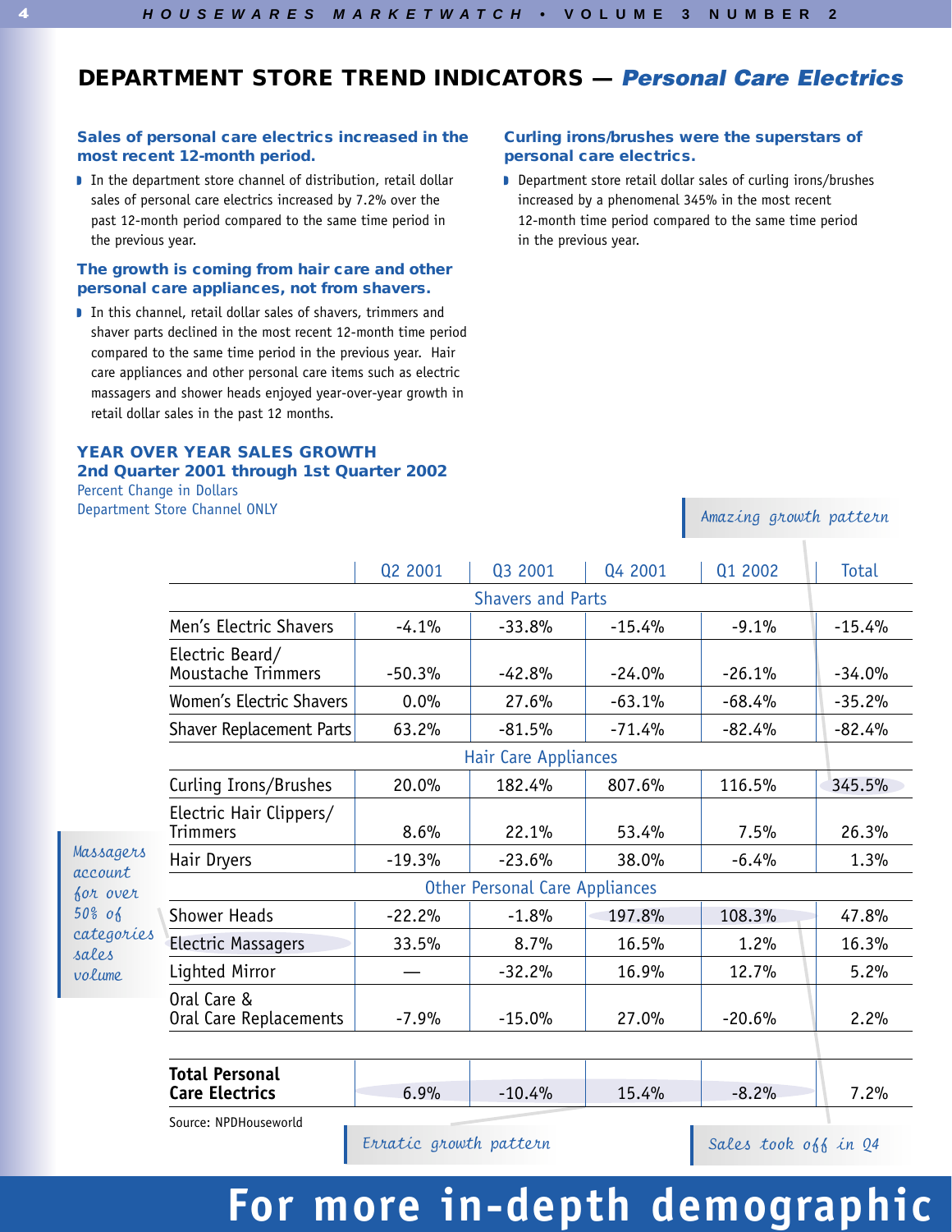## DEPARTMENT STORE TREND INDICATORS — *Personal Care Electrics*

### Sales of personal care electrics increased in the most recent 12-month period.

- In the department store channel of distribution, retail dollar sales of personal care electrics increased by 7.2% over the past 12-month period compared to the same time period in the previous year.

### The growth is coming from hair care and other personal care appliances, not from shavers.

- In this channel, retail dollar sales of shavers, trimmers and shaver parts declined in the most recent 12-month time period compared to the same time period in the previous year. Hair care appliances and other personal care items such as electric massagers and shower heads enjoyed year-over-year growth in retail dollar sales in the past 12 months.

### Curling irons/brushes were the superstars of personal care electrics.

- Department store retail dollar sales of curling irons/brushes increased by a phenomenal 345% in the most recent 12-month time period compared to the same time period in the previous year.

### YEAR OVER YEAR SALES GROWTH
### 2nd Quarter 2001 through 1st Quarter 2002

Percent Change in Dollars
Department Store Channel ONLY

*Amazing growth pattern*

| | Q2 2001 | Q3 2001 | Q4 2001 | Q1 2002 | Total |
|---|---|---|---|---|---|
| **Shavers and Parts** | | | | | |
| Men's Electric Shavers | -4.1% | -33.8% | -15.4% | -9.1% | -15.4% |
| Electric Beard/ Moustache Trimmers | -50.3% | -42.8% | -24.0% | -26.1% | -34.0% |
| Women's Electric Shavers | 0.0% | 27.6% | -63.1% | -68.4% | -35.2% |
| Shaver Replacement Parts | 63.2% | -81.5% | -71.4% | -82.4% | -82.4% |
| **Hair Care Appliances** | | | | | |
| Curling Irons/Brushes | 20.0% | 182.4% | 807.6% | 116.5% | 345.5% |
| Electric Hair Clippers/ Trimmers | 8.6% | 22.1% | 53.4% | 7.5% | 26.3% |
| Hair Dryers | -19.3% | -23.6% | 38.0% | -6.4% | 1.3% |
| **Other Personal Care Appliances** | | | | | |
| Shower Heads | -22.2% | -1.8% | 197.8% | 108.3% | 47.8% |
| Electric Massagers | 33.5% | 8.7% | 16.5% | 1.2% | 16.3% |
| Lighted Mirror | — | -32.2% | 16.9% | 12.7% | 5.2% |
| Oral Care & Oral Care Replacements | -7.9% | -15.0% | 27.0% | -20.6% | 2.2% |
| **Total Personal Care Electrics** | 6.9% | -10.4% | 15.4% | -8.2% | 7.2% |

Source: NPDHouseworld

*Massagers account for over 50% of categories sales volume*

*Erratic growth pattern*

*Sales took off in Q4*

For more in-depth demographic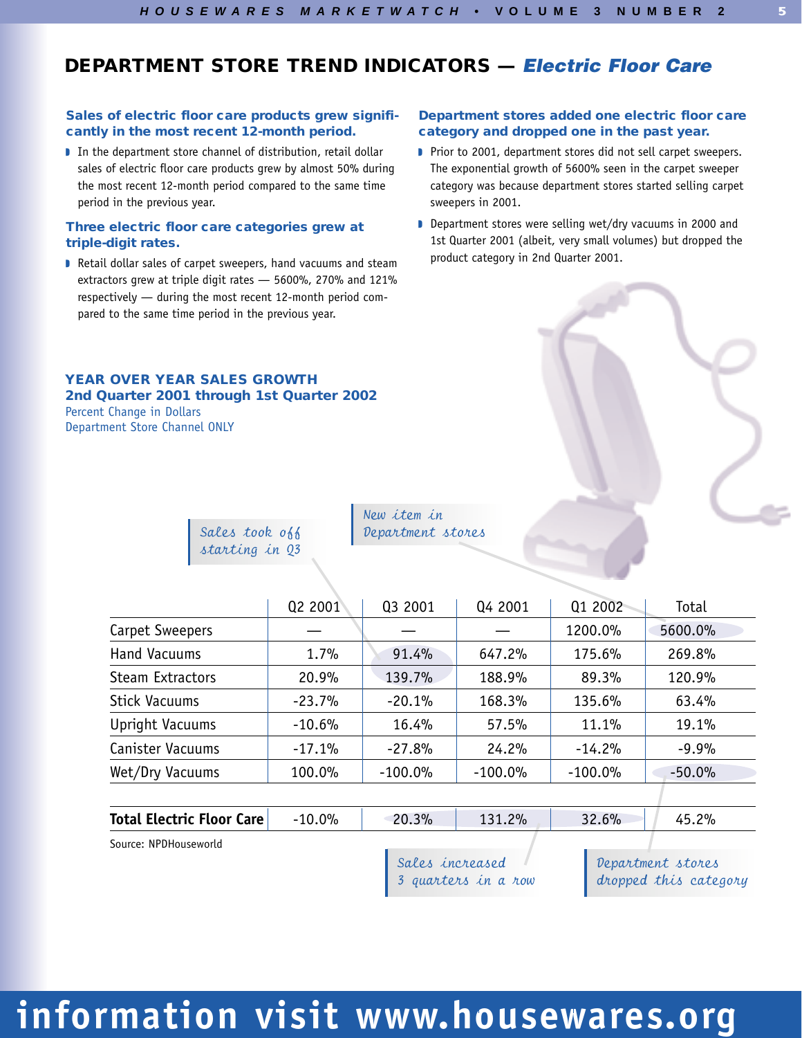## DEPARTMENT STORE TREND INDICATORS — *Electric Floor Care*

### Sales of electric floor care products grew significantly in the most recent 12-month period.

- In the department store channel of distribution, retail dollar sales of electric floor care products grew by almost 50% during the most recent 12-month period compared to the same time period in the previous year.

### Three electric floor care categories grew at triple-digit rates.

- Retail dollar sales of carpet sweepers, hand vacuums and steam extractors grew at triple digit rates — 5600%, 270% and 121% respectively — during the most recent 12-month period compared to the same time period in the previous year.

### Department stores added one electric floor care category and dropped one in the past year.

- Prior to 2001, department stores did not sell carpet sweepers. The exponential growth of 5600% seen in the carpet sweeper category was because department stores started selling carpet sweepers in 2001.
- Department stores were selling wet/dry vacuums in 2000 and 1st Quarter 2001 (albeit, very small volumes) but dropped the product category in 2nd Quarter 2001.

**YEAR OVER YEAR SALES GROWTH**
**2nd Quarter 2001 through 1st Quarter 2002**
Percent Change in Dollars
Department Store Channel ONLY

*Sales took off starting in Q3*

*New item in Department stores*

| | Q2 2001 | Q3 2001 | Q4 2001 | Q1 2002 | Total |
|---|---|---|---|---|---|
| Carpet Sweepers | — | — | — | 1200.0% | 5600.0% |
| Hand Vacuums | 1.7% | 91.4% | 647.2% | 175.6% | 269.8% |
| Steam Extractors | 20.9% | 139.7% | 188.9% | 89.3% | 120.9% |
| Stick Vacuums | -23.7% | -20.1% | 168.3% | 135.6% | 63.4% |
| Upright Vacuums | -10.6% | 16.4% | 57.5% | 11.1% | 19.1% |
| Canister Vacuums | -17.1% | -27.8% | 24.2% | -14.2% | -9.9% |
| Wet/Dry Vacuums | 100.0% | -100.0% | -100.0% | -100.0% | -50.0% |
| **Total Electric Floor Care** | -10.0% | 20.3% | 131.2% | 32.6% | 45.2% |

Source: NPDHouseworld

*Sales increased 3 quarters in a row*

*Department stores dropped this category*

information visit www.housewares.org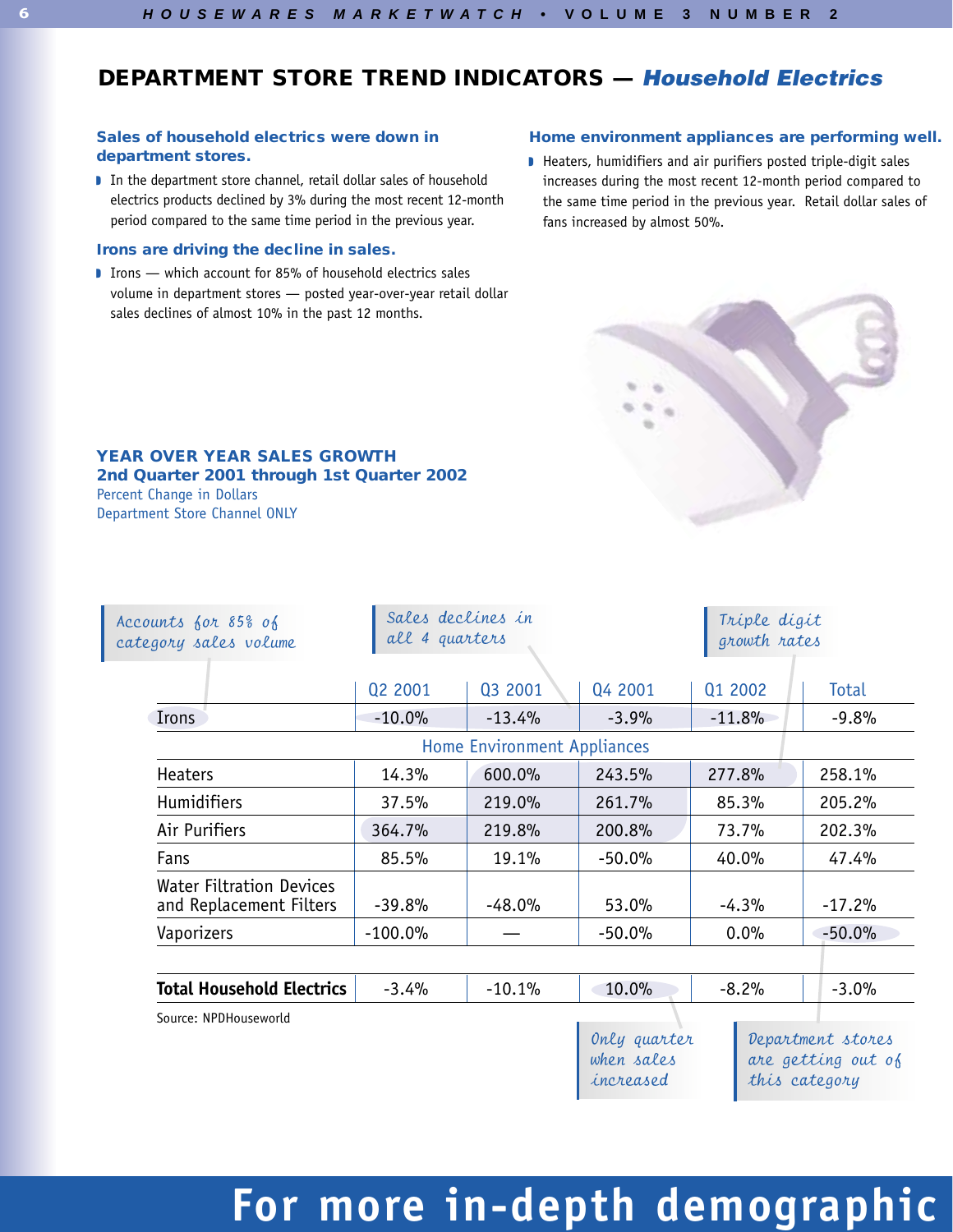## DEPARTMENT STORE TREND INDICATORS — *Household Electrics*

### Sales of household electrics were down in department stores.

- In the department store channel, retail dollar sales of household electrics products declined by 3% during the most recent 12-month period compared to the same time period in the previous year.

### Irons are driving the decline in sales.

- Irons — which account for 85% of household electrics sales volume in department stores — posted year-over-year retail dollar sales declines of almost 10% in the past 12 months.

### Home environment appliances are performing well.

- Heaters, humidifiers and air purifiers posted triple-digit sales increases during the most recent 12-month period compared to the same time period in the previous year. Retail dollar sales of fans increased by almost 50%.

### YEAR OVER YEAR SALES GROWTH
### 2nd Quarter 2001 through 1st Quarter 2002

Percent Change in Dollars
Department Store Channel ONLY

*Accounts for 85% of category sales volume* — *Sales declines in all 4 quarters* — *Triple digit growth rates*

| | Q2 2001 | Q3 2001 | Q4 2001 | Q1 2002 | Total |
|---|---|---|---|---|---|
| Irons | -10.0% | -13.4% | -3.9% | -11.8% | -9.8% |
| **Home Environment Appliances** | | | | | |
| Heaters | 14.3% | 600.0% | 243.5% | 277.8% | 258.1% |
| Humidifiers | 37.5% | 219.0% | 261.7% | 85.3% | 205.2% |
| Air Purifiers | 364.7% | 219.8% | 200.8% | 73.7% | 202.3% |
| Fans | 85.5% | 19.1% | -50.0% | 40.0% | 47.4% |
| Water Filtration Devices and Replacement Filters | -39.8% | -48.0% | 53.0% | -4.3% | -17.2% |
| Vaporizers | -100.0% | — | -50.0% | 0.0% | -50.0% |
| **Total Household Electrics** | -3.4% | -10.1% | 10.0% | -8.2% | -3.0% |

Source: NPDHouseworld

*Only quarter when sales increased* — *Department stores are getting out of this category*

For more in-depth demographic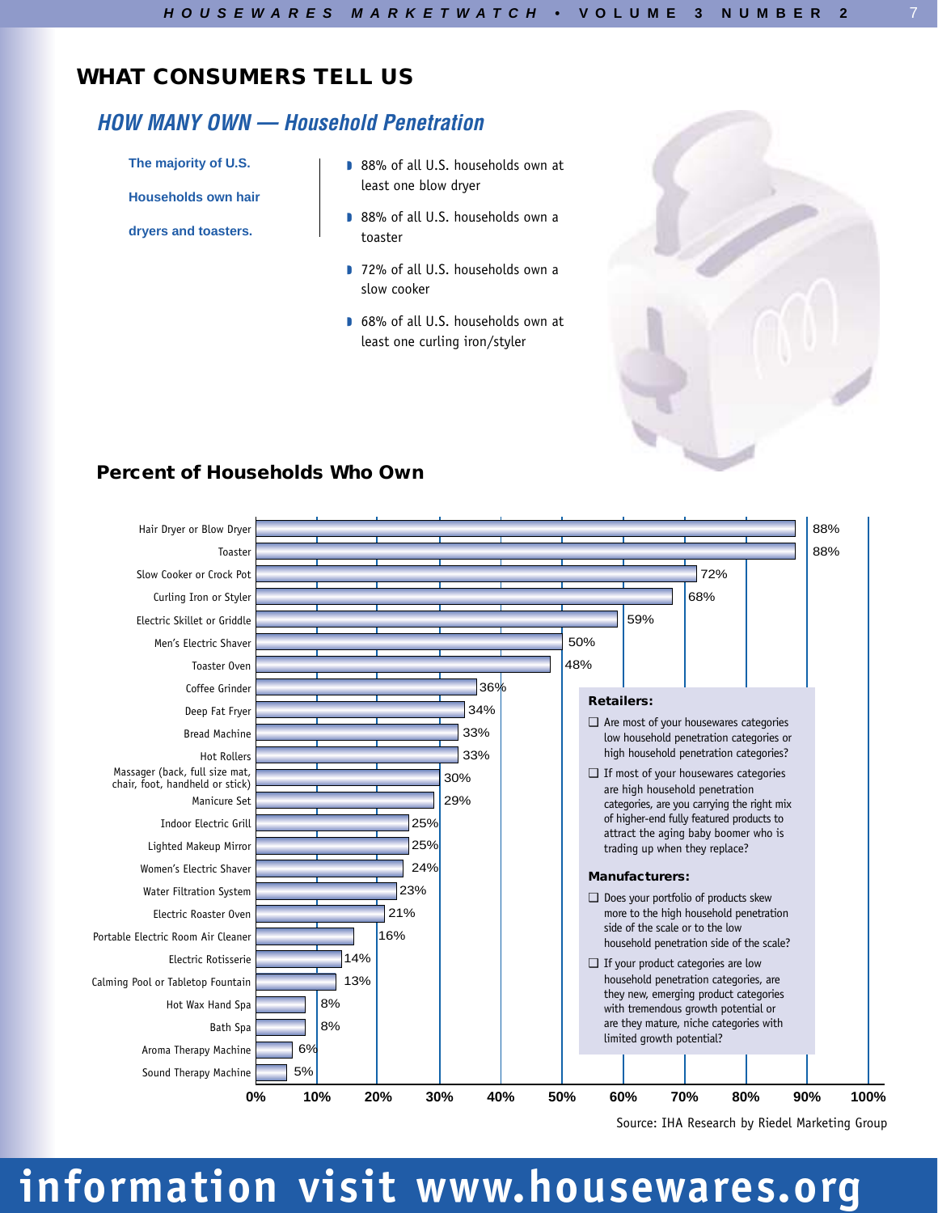## WHAT CONSUMERS TELL US

### *HOW MANY OWN — Household Penetration*

**The majority of U.S. Households own hair dryers and toasters.**

- 88% of all U.S. households own at least one blow dryer
- 88% of all U.S. households own a toaster
- 72% of all U.S. households own a slow cooker
- 68% of all U.S. households own at least one curling iron/styler

### Percent of Households Who Own

| Product | Percent |
|---|---|
| Hair Dryer or Blow Dryer | 88% |
| Toaster | 88% |
| Slow Cooker or Crock Pot | 72% |
| Curling Iron or Styler | 68% |
| Electric Skillet or Griddle | 59% |
| Men's Electric Shaver | 50% |
| Toaster Oven | 48% |
| Coffee Grinder | 36% |
| Deep Fat Fryer | 34% |
| Bread Machine | 33% |
| Hot Rollers | 33% |
| Massager (back, full size mat, chair, foot, handheld or stick) | 30% |
| Manicure Set | 29% |
| Indoor Electric Grill | 25% |
| Lighted Makeup Mirror | 25% |
| Women's Electric Shaver | 24% |
| Water Filtration System | 23% |
| Electric Roaster Oven | 21% |
| Portable Electric Room Air Cleaner | 16% |
| Electric Rotisserie | 14% |
| Calming Pool or Tabletop Fountain | 13% |
| Hot Wax Hand Spa | 8% |
| Bath Spa | 8% |
| Aroma Therapy Machine | 6% |
| Sound Therapy Machine | 5% |

Source: IHA Research by Riedel Marketing Group

**Retailers:**

- ❑ Are most of your housewares categories low household penetration categories or high household penetration categories?
- ❑ If most of your housewares categories are high household penetration categories, are you carrying the right mix of higher-end fully featured products to attract the aging baby boomer who is trading up when they replace?

**Manufacturers:**

- ❑ Does your portfolio of products skew more to the high household penetration side of the scale or to the low household penetration side of the scale?
- ❑ If your product categories are low household penetration categories, are they new, emerging product categories with tremendous growth potential or are they mature, niche categories with limited growth potential?

information visit www.housewares.org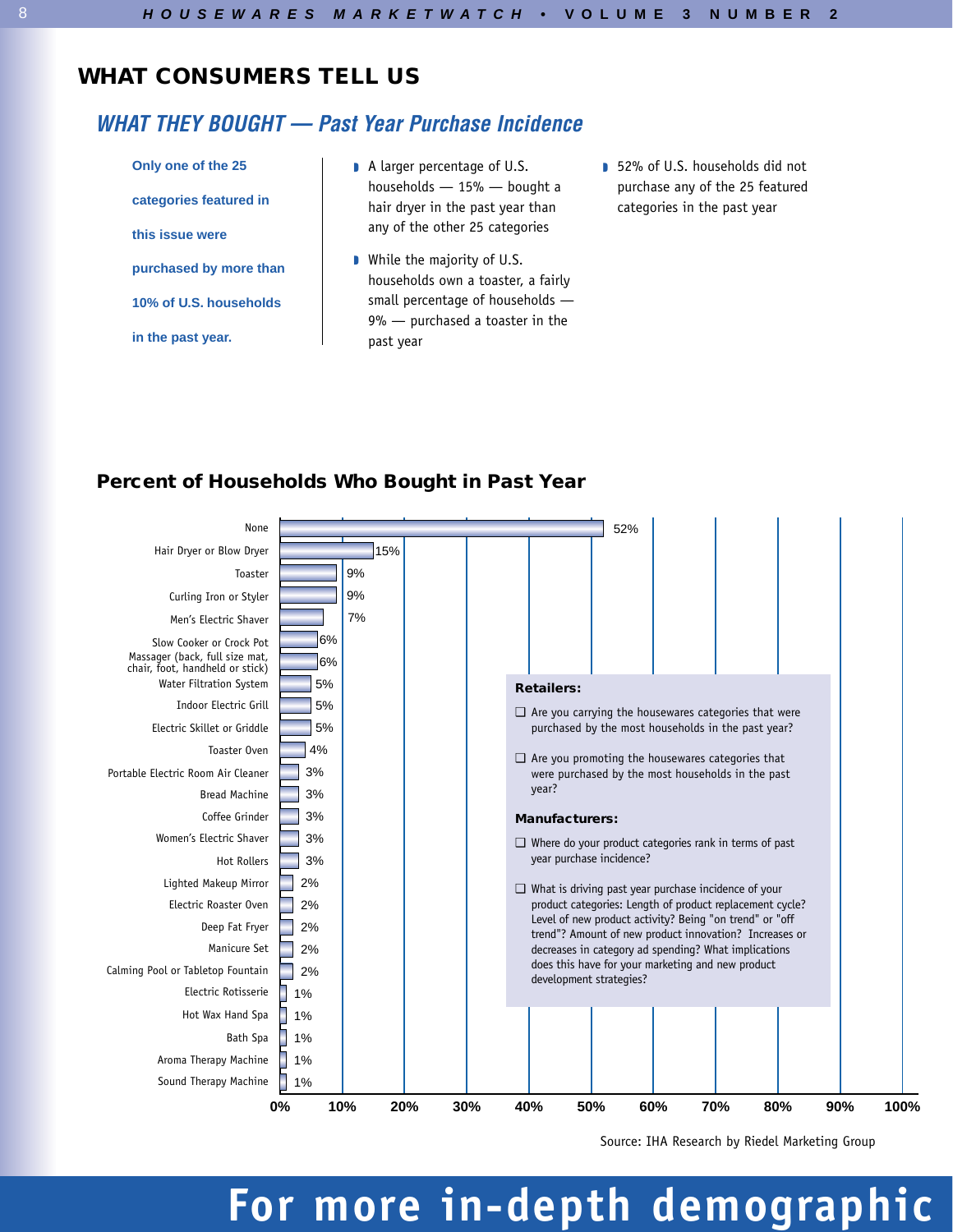## WHAT CONSUMERS TELL US

### *WHAT THEY BOUGHT — Past Year Purchase Incidence*

**Only one of the 25 categories featured in this issue were purchased by more than 10% of U.S. households in the past year.**

- A larger percentage of U.S. households — 15% — bought a hair dryer in the past year than any of the other 25 categories
- While the majority of U.S. households own a toaster, a fairly small percentage of households — 9% — purchased a toaster in the past year
- 52% of U.S. households did not purchase any of the 25 featured categories in the past year

### Percent of Households Who Bought in Past Year

| Category | Percent |
|---|---|
| None | 52% |
| Hair Dryer or Blow Dryer | 15% |
| Toaster | 9% |
| Curling Iron or Styler | 9% |
| Men's Electric Shaver | 7% |
| Slow Cooker or Crock Pot | 6% |
| Massager (back, full size mat, chair, foot, handheld or stick) | 6% |
| Water Filtration System | 5% |
| Indoor Electric Grill | 5% |
| Electric Skillet or Griddle | 5% |
| Toaster Oven | 4% |
| Portable Electric Room Air Cleaner | 3% |
| Bread Machine | 3% |
| Coffee Grinder | 3% |
| Women's Electric Shaver | 3% |
| Hot Rollers | 3% |
| Lighted Makeup Mirror | 2% |
| Electric Roaster Oven | 2% |
| Deep Fat Fryer | 2% |
| Manicure Set | 2% |
| Calming Pool or Tabletop Fountain | 2% |
| Electric Rotisserie | 1% |
| Hot Wax Hand Spa | 1% |
| Bath Spa | 1% |
| Aroma Therapy Machine | 1% |
| Sound Therapy Machine | 1% |

**Retailers:**

- ❑ Are you carrying the housewares categories that were purchased by the most households in the past year?
- ❑ Are you promoting the housewares categories that were purchased by the most households in the past year?

**Manufacturers:**

- ❑ Where do your product categories rank in terms of past year purchase incidence?
- ❑ What is driving past year purchase incidence of your product categories: Length of product replacement cycle? Level of new product activity? Being "on trend" or "off trend"? Amount of new product innovation? Increases or decreases in category ad spending? What implications does this have for your marketing and new product development strategies?

Source: IHA Research by Riedel Marketing Group

**For more in-depth demographic**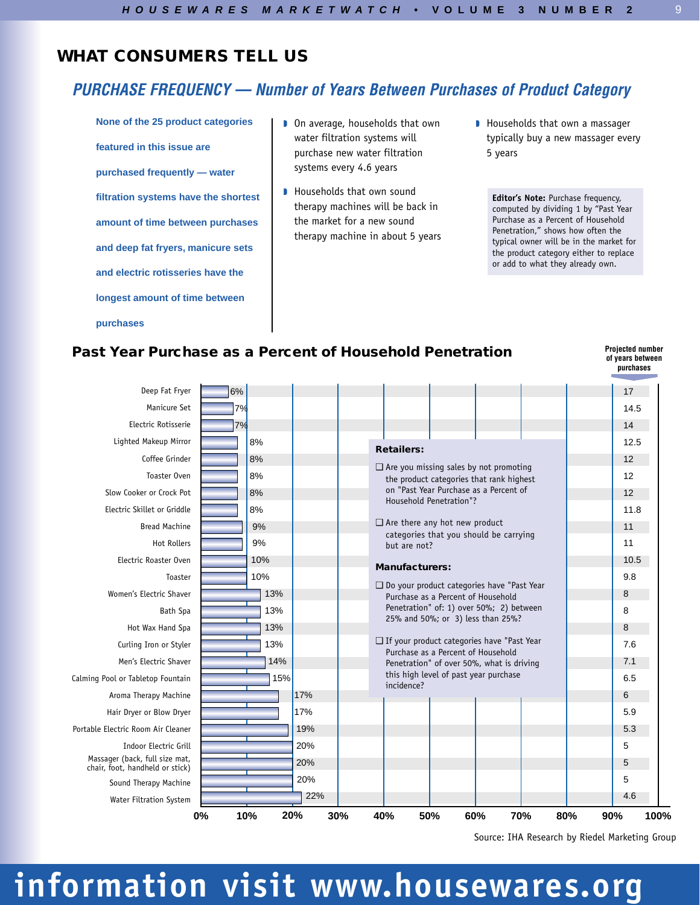## WHAT CONSUMERS TELL US

### *PURCHASE FREQUENCY — Number of Years Between Purchases of Product Category*

**None of the 25 product categories featured in this issue are purchased frequently — water filtration systems have the shortest amount of time between purchases and deep fat fryers, manicure sets and electric rotisseries have the longest amount of time between purchases**

- On average, households that own water filtration systems will purchase new water filtration systems every 4.6 years
- Households that own sound therapy machines will be back in the market for a new sound therapy machine in about 5 years
- Households that own a massager typically buy a new massager every 5 years

**Editor's Note:** Purchase frequency, computed by dividing 1 by "Past Year Purchase as a Percent of Household Penetration," shows how often the typical owner will be in the market for the product category either to replace or add to what they already own.

### Past Year Purchase as a Percent of Household Penetration

| Product Category | Past Year Purchase as a Percent of Household Penetration | Projected number of years between purchases |
|---|---|---|
| Deep Fat Fryer | 6% | 17 |
| Manicure Set | 7% | 14.5 |
| Electric Rotisserie | 7% | 14 |
| Lighted Makeup Mirror | 8% | 12.5 |
| Coffee Grinder | 8% | 12 |
| Toaster Oven | 8% | 12 |
| Slow Cooker or Crock Pot | 8% | 12 |
| Electric Skillet or Griddle | 8% | 11.8 |
| Bread Machine | 9% | 11 |
| Hot Rollers | 9% | 11 |
| Electric Roaster Oven | 10% | 10.5 |
| Toaster | 10% | 9.8 |
| Women's Electric Shaver | 13% | 8 |
| Bath Spa | 13% | 8 |
| Hot Wax Hand Spa | 13% | 8 |
| Curling Iron or Styler | 13% | 7.6 |
| Men's Electric Shaver | 14% | 7.1 |
| Calming Pool or Tabletop Fountain | 15% | 6.5 |
| Aroma Therapy Machine | 17% | 6 |
| Hair Dryer or Blow Dryer | 17% | 5.9 |
| Portable Electric Room Air Cleaner | 19% | 5.3 |
| Indoor Electric Grill | 20% | 5 |
| Massager (back, full size mat, chair, foot, handheld or stick) | 20% | 5 |
| Sound Therapy Machine | 20% | 5 |
| Water Filtration System | 22% | 4.6 |

**Retailers:**

- ❑ Are you missing sales by not promoting the product categories that rank highest on "Past Year Purchase as a Percent of Household Penetration"?
- ❑ Are there any hot new product categories that you should be carrying but are not?

**Manufacturers:**

- ❑ Do your product categories have "Past Year Purchase as a Percent of Household Penetration" of: 1) over 50%; 2) between 25% and 50%; or 3) less than 25%?
- ❑ If your product categories have "Past Year Purchase as a Percent of Household Penetration" of over 50%, what is driving this high level of past year purchase incidence?

Source: IHA Research by Riedel Marketing Group

information visit www.housewares.org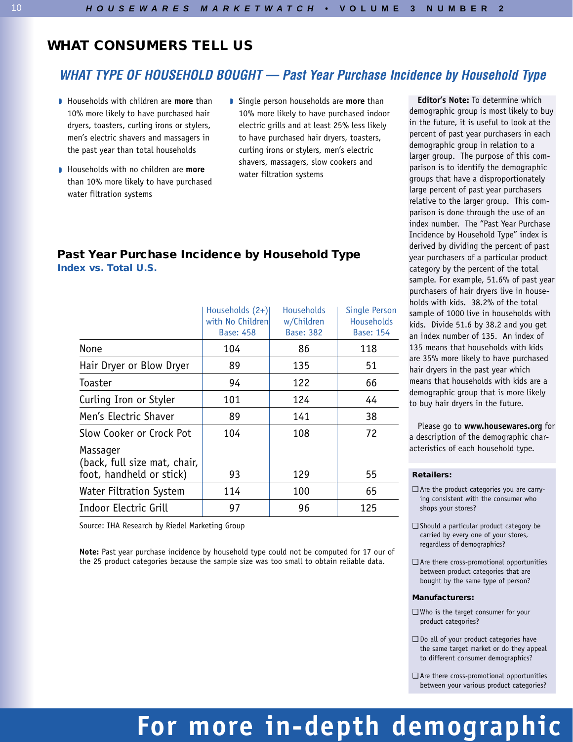## WHAT CONSUMERS TELL US

### *WHAT TYPE OF HOUSEHOLD BOUGHT — Past Year Purchase Incidence by Household Type*

- Households with children are **more** than 10% more likely to have purchased hair dryers, toasters, curling irons or stylers, men's electric shavers and massagers in the past year than total households
- Households with no children are **more** than 10% more likely to have purchased water filtration systems
- Single person households are **more** than 10% more likely to have purchased indoor electric grills and at least 25% less likely to have purchased hair dryers, toasters, curling irons or stylers, men's electric shavers, massagers, slow cookers and water filtration systems

### Past Year Purchase Incidence by Household Type

**Index vs. Total U.S.**

| | Households (2+) with No Children Base: 458 | Households w/Children Base: 382 | Single Person Households Base: 154 |
|---|---|---|---|
| None | 104 | 86 | 118 |
| Hair Dryer or Blow Dryer | 89 | 135 | 51 |
| Toaster | 94 | 122 | 66 |
| Curling Iron or Styler | 101 | 124 | 44 |
| Men's Electric Shaver | 89 | 141 | 38 |
| Slow Cooker or Crock Pot | 104 | 108 | 72 |
| Massager (back, full size mat, chair, foot, handheld or stick) | 93 | 129 | 55 |
| Water Filtration System | 114 | 100 | 65 |
| Indoor Electric Grill | 97 | 96 | 125 |

Source: IHA Research by Riedel Marketing Group

**Note:** Past year purchase incidence by household type could not be computed for 17 our of the 25 product categories because the sample size was too small to obtain reliable data.

**Editor's Note:** To determine which demographic group is most likely to buy in the future, it is useful to look at the percent of past year purchasers in each demographic group in relation to a larger group. The purpose of this comparison is to identify the demographic groups that have a disproportionately large percent of past year purchasers relative to the larger group. This comparison is done through the use of an index number. The "Past Year Purchase Incidence by Household Type" index is derived by dividing the percent of past year purchasers of a particular product category by the percent of the total sample. For example, 51.6% of past year purchasers of hair dryers live in households with kids. 38.2% of the total sample of 1000 live in households with kids. Divide 51.6 by 38.2 and you get an index number of 135. An index of 135 means that households with kids are 35% more likely to have purchased hair dryers in the past year which means that households with kids are a demographic group that is more likely to buy hair dryers in the future.

Please go to **www.housewares.org** for a description of the demographic characteristics of each household type.

**Retailers:**

- ❑ Are the product categories you are carrying consistent with the consumer who shops your stores?
- ❑ Should a particular product category be carried by every one of your stores, regardless of demographics?
- ❑ Are there cross-promotional opportunities between product categories that are bought by the same type of person?

**Manufacturers:**

- ❑ Who is the target consumer for your product categories?
- ❑ Do all of your product categories have the same target market or do they appeal to different consumer demographics?
- ❑ Are there cross-promotional opportunities between your various product categories?

**For more in-depth demographic**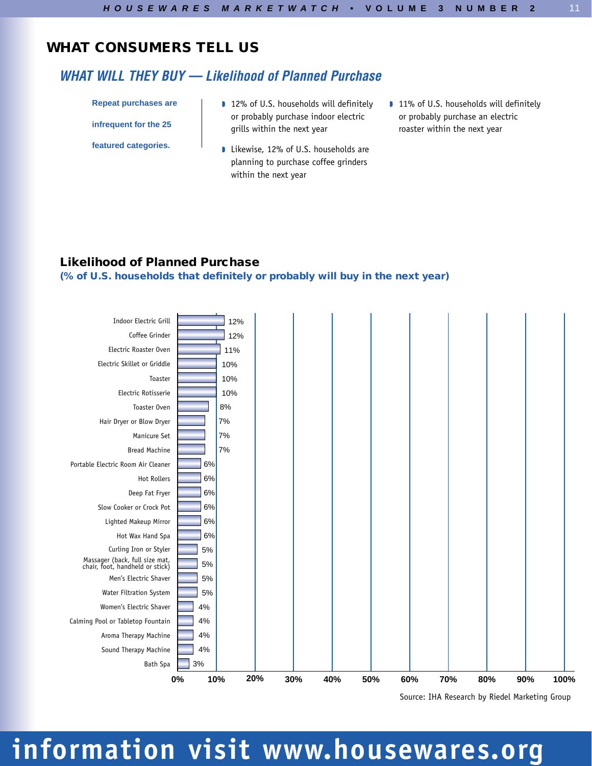## WHAT CONSUMERS TELL US

### *WHAT WILL THEY BUY — Likelihood of Planned Purchase*

**Repeat purchases are infrequent for the 25 featured categories.**

- 12% of U.S. households will definitely or probably purchase indoor electric grills within the next year
- Likewise, 12% of U.S. households are planning to purchase coffee grinders within the next year
- 11% of U.S. households will definitely or probably purchase an electric roaster within the next year

### Likelihood of Planned Purchase

**(% of U.S. households that definitely or probably will buy in the next year)**

| Category | % |
|---|---|
| Indoor Electric Grill | 12% |
| Coffee Grinder | 12% |
| Electric Roaster Oven | 11% |
| Electric Skillet or Griddle | 10% |
| Toaster | 10% |
| Electric Rotisserie | 10% |
| Toaster Oven | 8% |
| Hair Dryer or Blow Dryer | 7% |
| Manicure Set | 7% |
| Bread Machine | 7% |
| Portable Electric Room Air Cleaner | 6% |
| Hot Rollers | 6% |
| Deep Fat Fryer | 6% |
| Slow Cooker or Crock Pot | 6% |
| Lighted Makeup Mirror | 6% |
| Hot Wax Hand Spa | 6% |
| Curling Iron or Styler | 5% |
| Massager (back, full size mat, chair, foot, handheld or stick) | 5% |
| Men's Electric Shaver | 5% |
| Water Filtration System | 5% |
| Women's Electric Shaver | 4% |
| Calming Pool or Tabletop Fountain | 4% |
| Aroma Therapy Machine | 4% |
| Sound Therapy Machine | 4% |
| Bath Spa | 3% |

Source: IHA Research by Riedel Marketing Group

information visit www.housewares.org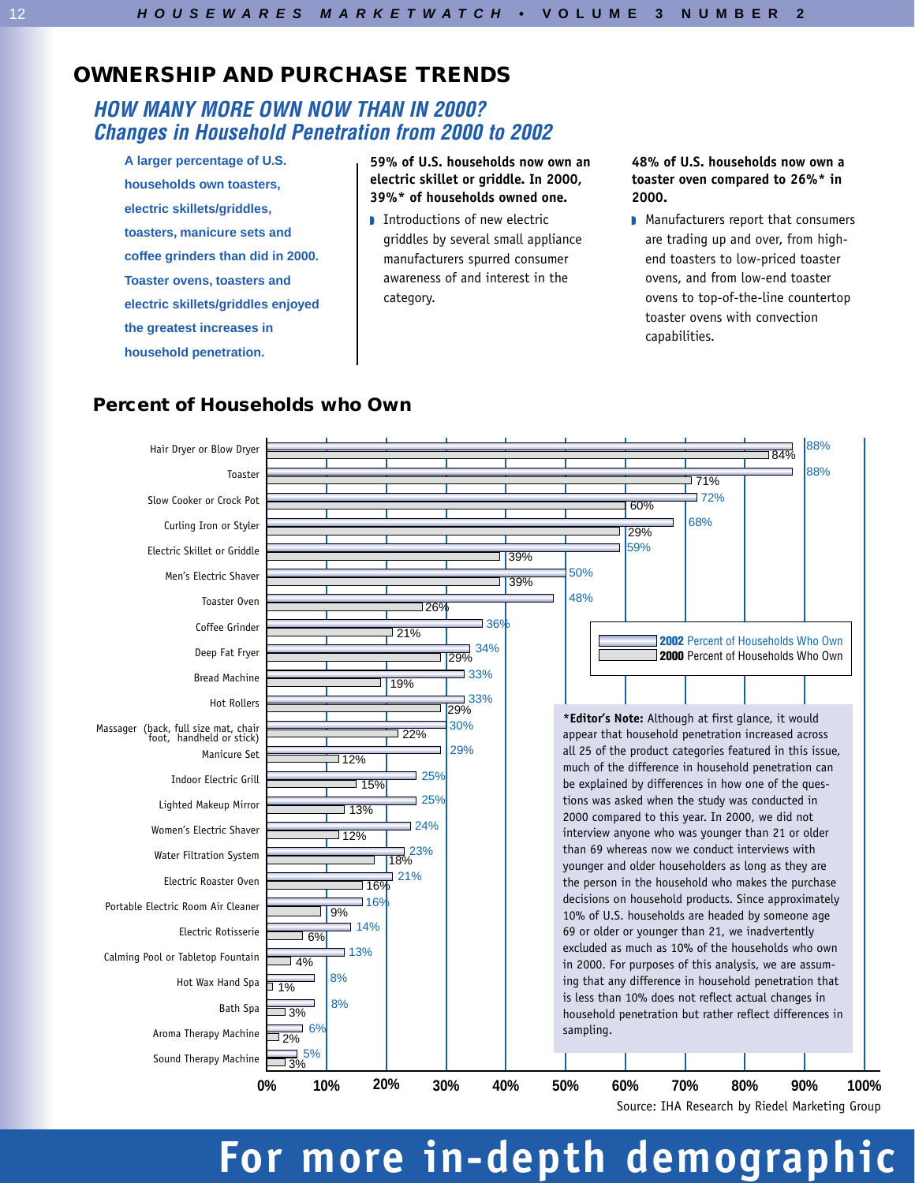# OWNERSHIP AND PURCHASE TRENDS

## *HOW MANY MORE OWN NOW THAN IN 2000?*
## *Changes in Household Penetration from 2000 to 2002*

**A larger percentage of U.S. households own toasters, electric skillets/griddles, toasters, manicure sets and coffee grinders than did in 2000. Toaster ovens, toasters and electric skillets/griddles enjoyed the greatest increases in household penetration.**

**59% of U.S. households now own an electric skillet or griddle. In 2000, 39%* of households owned one.**

- Introductions of new electric griddles by several small appliance manufacturers spurred consumer awareness of and interest in the category.

**48% of U.S. households now own a toaster oven compared to 26%* in 2000.**

- Manufacturers report that consumers are trading up and over, from high-end toasters to low-priced toaster ovens, and from low-end toaster ovens to top-of-the-line countertop toaster ovens with convection capabilities.

### Percent of Households who Own

| Product | 2002 Percent of Households Who Own | 2000 Percent of Households Who Own |
|---|---|---|
| Hair Dryer or Blow Dryer | 88% | 84% |
| Toaster | 88% | 71% |
| Slow Cooker or Crock Pot | 72% | 60% |
| Curling Iron or Styler | 68% | 29% |
| Electric Skillet or Griddle | 59% | 39% |
| Men's Electric Shaver | 50% | 39% |
| Toaster Oven | 48% | 26% |
| Coffee Grinder | 36% | 21% |
| Deep Fat Fryer | 34% | 29% |
| Bread Machine | 33% | 19% |
| Hot Rollers | 33% | 29% |
| Massager (back, full size mat, chair foot, handheld or stick) | 30% | 22% |
| Manicure Set | 29% | 12% |
| Indoor Electric Grill | 25% | 15% |
| Lighted Makeup Mirror | 25% | 13% |
| Women's Electric Shaver | 24% | 12% |
| Water Filtration System | 23% | 18% |
| Electric Roaster Oven | 21% | 16% |
| Portable Electric Room Air Cleaner | 16% | 9% |
| Electric Rotisserie | 14% | 6% |
| Calming Pool or Tabletop Fountain | 13% | 4% |
| Hot Wax Hand Spa | 8% | 1% |
| Bath Spa | 8% | 3% |
| Aroma Therapy Machine | 6% | 2% |
| Sound Therapy Machine | 5% | 3% |

***Editor's Note:** Although at first glance, it would appear that household penetration increased across all 25 of the product categories featured in this issue, much of the difference in household penetration can be explained by differences in how one of the questions was asked when the study was conducted in 2000 compared to this year. In 2000, we did not interview anyone who was younger than 21 or older than 69 whereas now we conduct interviews with younger and older householders as long as they are the person in the household who makes the purchase decisions on household products. Since approximately 10% of U.S. households are headed by someone age 69 or older or younger than 21, we inadvertently excluded as much as 10% of the households who own in 2000. For purposes of this analysis, we are assuming that any difference in household penetration that is less than 10% does not reflect actual changes in household penetration but rather reflect differences in sampling.

Source: IHA Research by Riedel Marketing Group

**For more in-depth demographic**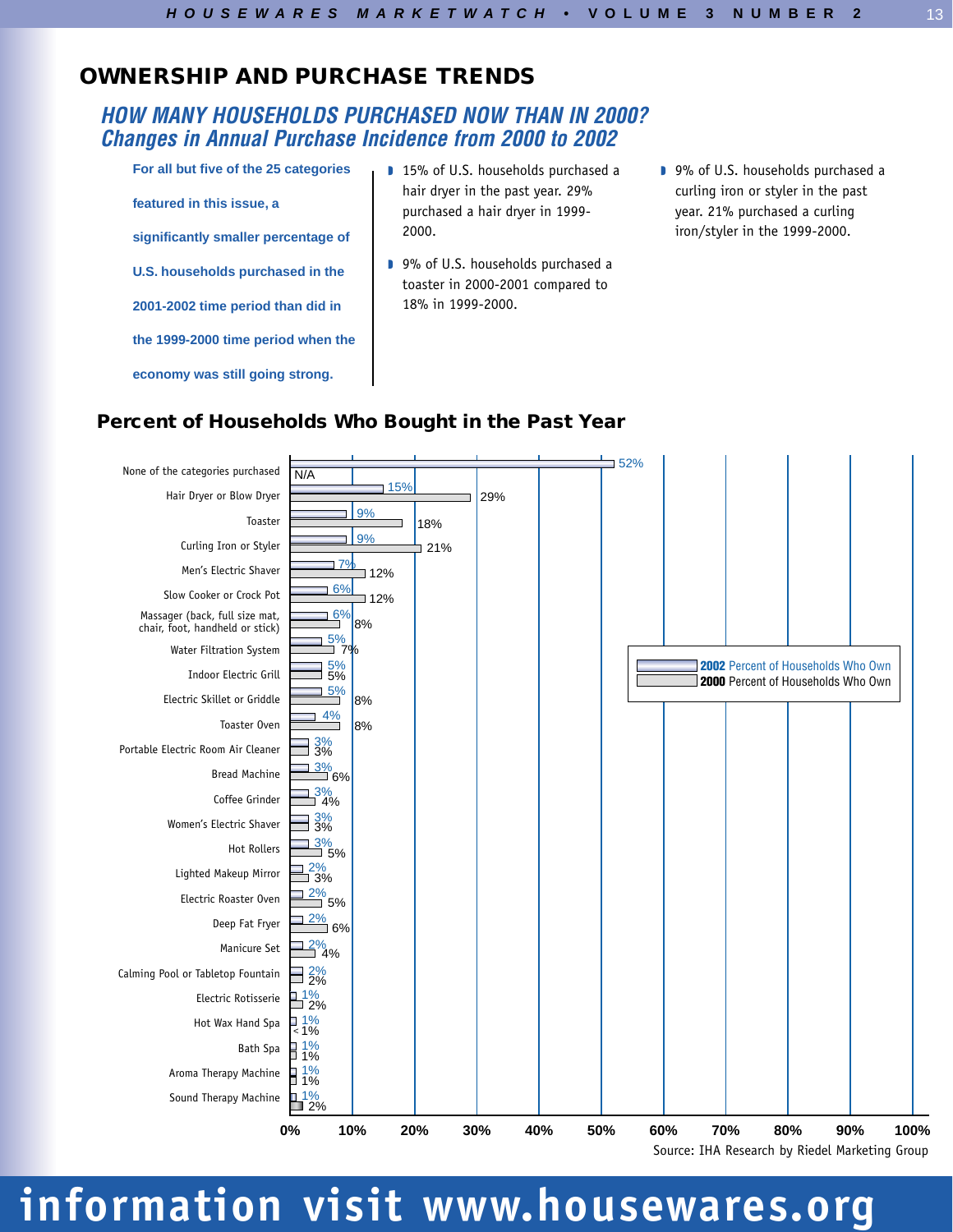## OWNERSHIP AND PURCHASE TRENDS

### *HOW MANY HOUSEHOLDS PURCHASED NOW THAN IN 2000? Changes in Annual Purchase Incidence from 2000 to 2002*

**For all but five of the 25 categories featured in this issue, a significantly smaller percentage of U.S. households purchased in the 2001-2002 time period than did in the 1999-2000 time period when the economy was still going strong.**

- 15% of U.S. households purchased a hair dryer in the past year. 29% purchased a hair dryer in 1999-2000.
- 9% of U.S. households purchased a toaster in 2000-2001 compared to 18% in 1999-2000.
- 9% of U.S. households purchased a curling iron or styler in the past year. 21% purchased a curling iron/styler in the 1999-2000.

### Percent of Households Who Bought in the Past Year

| Category | 2002 Percent of Households Who Own | 2000 Percent of Households Who Own |
|---|---|---|
| None of the categories purchased | 52% | N/A |
| Hair Dryer or Blow Dryer | 15% | 29% |
| Toaster | 9% | 18% |
| Curling Iron or Styler | 9% | 21% |
| Men's Electric Shaver | 7% | 12% |
| Slow Cooker or Crock Pot | 6% | 12% |
| Massager (back, full size mat, chair, foot, handheld or stick) | 6% | 8% |
| Water Filtration System | 5% | 7% |
| Indoor Electric Grill | 5% | 5% |
| Electric Skillet or Griddle | 5% | 8% |
| Toaster Oven | 4% | 8% |
| Portable Electric Room Air Cleaner | 3% | 3% |
| Bread Machine | 3% | 6% |
| Coffee Grinder | 3% | 4% |
| Women's Electric Shaver | 3% | 3% |
| Hot Rollers | 3% | 5% |
| Lighted Makeup Mirror | 2% | 3% |
| Electric Roaster Oven | 2% | 5% |
| Deep Fat Fryer | 2% | 6% |
| Manicure Set | 2% | 4% |
| Calming Pool or Tabletop Fountain | 2% | 2% |
| Electric Rotisserie | 1% | 2% |
| Hot Wax Hand Spa | 1% | < 1% |
| Bath Spa | 1% | 1% |
| Aroma Therapy Machine | 1% | 1% |
| Sound Therapy Machine | 1% | 2% |

Source: IHA Research by Riedel Marketing Group

**information visit www.housewares.org**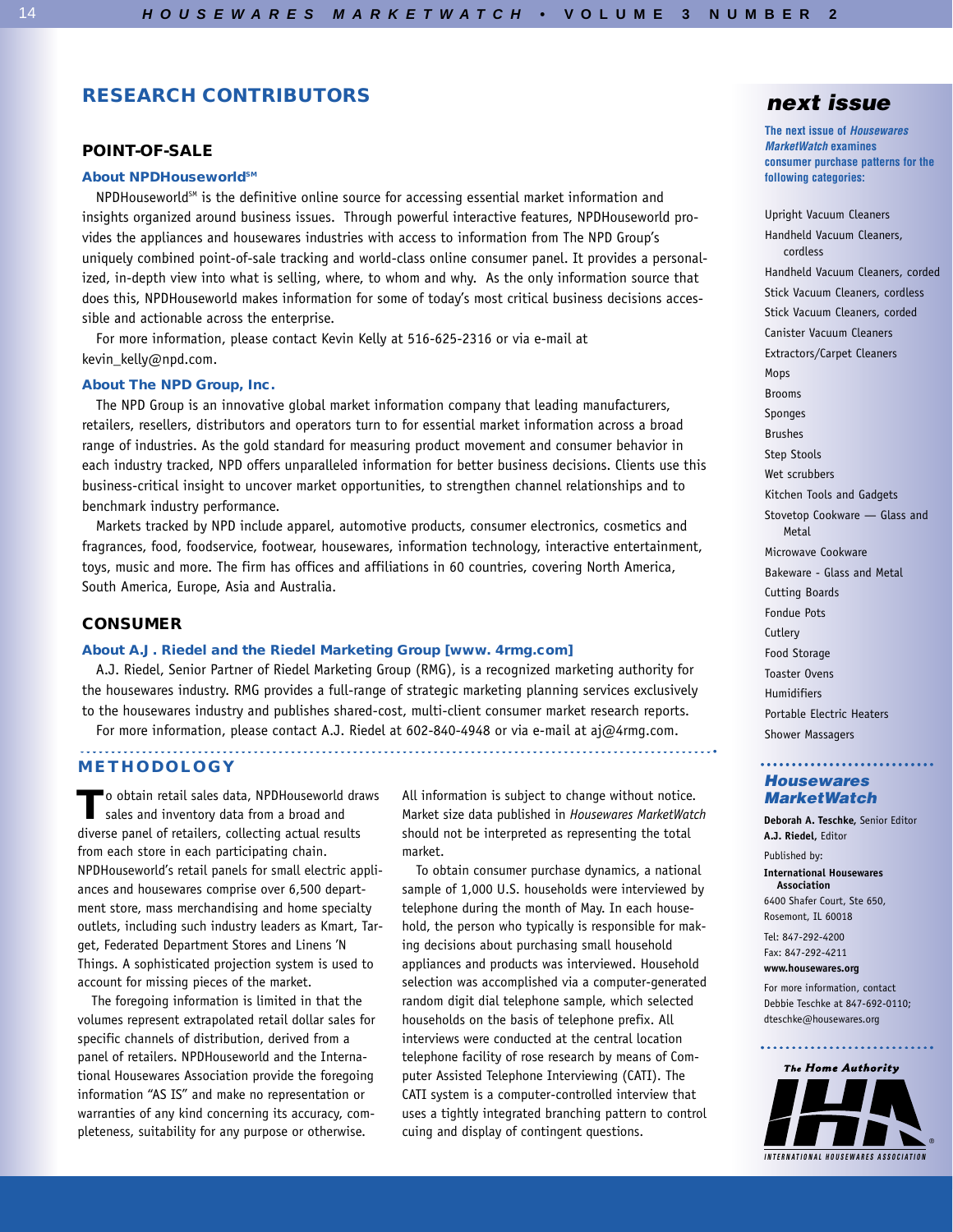## RESEARCH CONTRIBUTORS

### POINT-OF-SALE

#### About NPDHouseworld℠

NPDHouseworld℠ is the definitive online source for accessing essential market information and insights organized around business issues. Through powerful interactive features, NPDHouseworld provides the appliances and housewares industries with access to information from The NPD Group's uniquely combined point-of-sale tracking and world-class online consumer panel. It provides a personalized, in-depth view into what is selling, where, to whom and why. As the only information source that does this, NPDHouseworld makes information for some of today's most critical business decisions accessible and actionable across the enterprise.

For more information, please contact Kevin Kelly at 516-625-2316 or via e-mail at kevin_kelly@npd.com.

#### About The NPD Group, Inc.

The NPD Group is an innovative global market information company that leading manufacturers, retailers, resellers, distributors and operators turn to for essential market information across a broad range of industries. As the gold standard for measuring product movement and consumer behavior in each industry tracked, NPD offers unparalleled information for better business decisions. Clients use this business-critical insight to uncover market opportunities, to strengthen channel relationships and to benchmark industry performance.

Markets tracked by NPD include apparel, automotive products, consumer electronics, cosmetics and fragrances, food, foodservice, footwear, housewares, information technology, interactive entertainment, toys, music and more. The firm has offices and affiliations in 60 countries, covering North America, South America, Europe, Asia and Australia.

### CONSUMER

#### About A.J . Riedel and the Riedel Marketing Group [www. 4rmg.com]

A.J. Riedel, Senior Partner of Riedel Marketing Group (RMG), is a recognized marketing authority for the housewares industry. RMG provides a full-range of strategic marketing planning services exclusively to the housewares industry and publishes shared-cost, multi-client consumer market research reports.

For more information, please contact A.J. Riedel at 602-840-4948 or via e-mail at aj@4rmg.com.

## METHODOLOGY

To obtain retail sales data, NPDHouseworld draws sales and inventory data from a broad and diverse panel of retailers, collecting actual results from each store in each participating chain. NPDHouseworld's retail panels for small electric appliances and housewares comprise over 6,500 department store, mass merchandising and home specialty outlets, including such industry leaders as Kmart, Target, Federated Department Stores and Linens 'N Things. A sophisticated projection system is used to account for missing pieces of the market.

The foregoing information is limited in that the volumes represent extrapolated retail dollar sales for specific channels of distribution, derived from a panel of retailers. NPDHouseworld and the International Housewares Association provide the foregoing information "AS IS" and make no representation or warranties of any kind concerning its accuracy, completeness, suitability for any purpose or otherwise. All information is subject to change without notice. Market size data published in *Housewares MarketWatch* should not be interpreted as representing the total market.

To obtain consumer purchase dynamics, a national sample of 1,000 U.S. households were interviewed by telephone during the month of May. In each household, the person who typically is responsible for making decisions about purchasing small household appliances and products was interviewed. Household selection was accomplished via a computer-generated random digit dial telephone sample, which selected households on the basis of telephone prefix. All interviews were conducted at the central location telephone facility of rose research by means of Computer Assisted Telephone Interviewing (CATI). The CATI system is a computer-controlled interview that uses a tightly integrated branching pattern to control cuing and display of contingent questions.

## next issue

**The next issue of *Housewares MarketWatch* examines consumer purchase patterns for the following categories:**

- Upright Vacuum Cleaners
- Handheld Vacuum Cleaners, cordless
- Handheld Vacuum Cleaners, corded
- Stick Vacuum Cleaners, cordless
- Stick Vacuum Cleaners, corded
- Canister Vacuum Cleaners
- Extractors/Carpet Cleaners
- Mops
- Brooms
- Sponges
- Brushes
- Step Stools
- Wet scrubbers
- Kitchen Tools and Gadgets
- Stovetop Cookware — Glass and Metal
- Microwave Cookware
- Bakeware - Glass and Metal
- Cutting Boards
- Fondue Pots
- Cutlery
- Food Storage
- Toaster Ovens
- Humidifiers
- Portable Electric Heaters
- Shower Massagers

### *Housewares MarketWatch*

**Deborah A. Teschke,** Senior Editor
**A.J. Riedel,** Editor

Published by:

**International Housewares Association**
6400 Shafer Court, Ste 650,
Rosemont, IL 60018

Tel: 847-292-4200
Fax: 847-292-4211
**www.housewares.org**

For more information, contact Debbie Teschke at 847-692-0110; dteschke@housewares.org

The Home Authority
IHA®
INTERNATIONAL HOUSEWARES ASSOCIATION